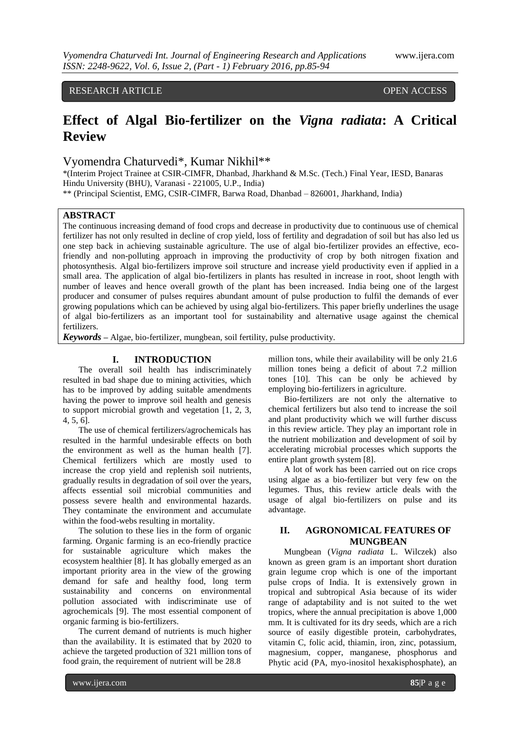RESEARCH ARTICLE OPEN ACCESS

# Effect of Algal Bio-fertilizer on the *Vigna radiata*: A Critical Review

Vyomendra Chaturvedi*, Kumar Nikhil**

*(Interim Project Trainee at CSIR-CIMFR, Dhanbad, Jharkhand & M.Sc. (Tech.) Final Year, IESD, Banaras Hindu University (BHU), Varanasi - 221005, U.P., India)

** (Principal Scientist, EMG, CSIR-CIMFR, Barwa Road, Dhanbad – 826001, Jharkhand, India)

## ABSTRACT

The continuous increasing demand of food crops and decrease in productivity due to continuous use of chemical fertilizer has not only resulted in decline of crop yield, loss of fertility and degradation of soil but has also led us one step back in achieving sustainable agriculture. The use of algal bio-fertilizer provides an effective, eco-friendly and non-polluting approach in improving the productivity of crop by both nitrogen fixation and photosynthesis. Algal bio-fertilizers improve soil structure and increase yield productivity even if applied in a small area. The application of algal bio-fertilizers in plants has resulted in increase in root, shoot length with number of leaves and hence overall growth of the plant has been increased. India being one of the largest producer and consumer of pulses requires abundant amount of pulse production to fulfil the demands of ever growing populations which can be achieved by using algal bio-fertilizers. This paper briefly underlines the usage of algal bio-fertilizers as an important tool for sustainability and alternative usage against the chemical fertilizers.

***Keywords*** – Algae, bio-fertilizer, mungbean, soil fertility, pulse productivity.

## I. INTRODUCTION

The overall soil health has indiscriminately resulted in bad shape due to mining activities, which has to be improved by adding suitable amendments having the power to improve soil health and genesis to support microbial growth and vegetation [1, 2, 3, 4, 5, 6].

The use of chemical fertilizers/agrochemicals has resulted in the harmful undesirable effects on both the environment as well as the human health [7]. Chemical fertilizers which are mostly used to increase the crop yield and replenish soil nutrients, gradually results in degradation of soil over the years, affects essential soil microbial communities and possess severe health and environmental hazards. They contaminate the environment and accumulate within the food-webs resulting in mortality.

The solution to these lies in the form of organic farming. Organic farming is an eco-friendly practice for sustainable agriculture which makes the ecosystem healthier [8]. It has globally emerged as an important priority area in the view of the growing demand for safe and healthy food, long term sustainability and concerns on environmental pollution associated with indiscriminate use of agrochemicals [9]. The most essential component of organic farming is bio-fertilizers.

The current demand of nutrients is much higher than the availability. It is estimated that by 2020 to achieve the targeted production of 321 million tons of food grain, the requirement of nutrient will be 28.8 million tons, while their availability will be only 21.6 million tones being a deficit of about 7.2 million tones [10]. This can be only be achieved by employing bio-fertilizers in agriculture.

Bio-fertilizers are not only the alternative to chemical fertilizers but also tend to increase the soil and plant productivity which we will further discuss in this review article. They play an important role in the nutrient mobilization and development of soil by accelerating microbial processes which supports the entire plant growth system [8].

A lot of work has been carried out on rice crops using algae as a bio-fertilizer but very few on the legumes. Thus, this review article deals with the usage of algal bio-fertilizers on pulse and its advantage.

## II. AGRONOMICAL FEATURES OF MUNGBEAN

Mungbean (*Vigna radiata* L. Wilczek) also known as green gram is an important short duration grain legume crop which is one of the important pulse crops of India. It is extensively grown in tropical and subtropical Asia because of its wider range of adaptability and is not suited to the wet tropics, where the annual precipitation is above 1,000 mm. It is cultivated for its dry seeds, which are a rich source of easily digestible protein, carbohydrates, vitamin C, folic acid, thiamin, iron, zinc, potassium, magnesium, copper, manganese, phosphorus and Phytic acid (PA, myo-inositol hexakisphosphate), an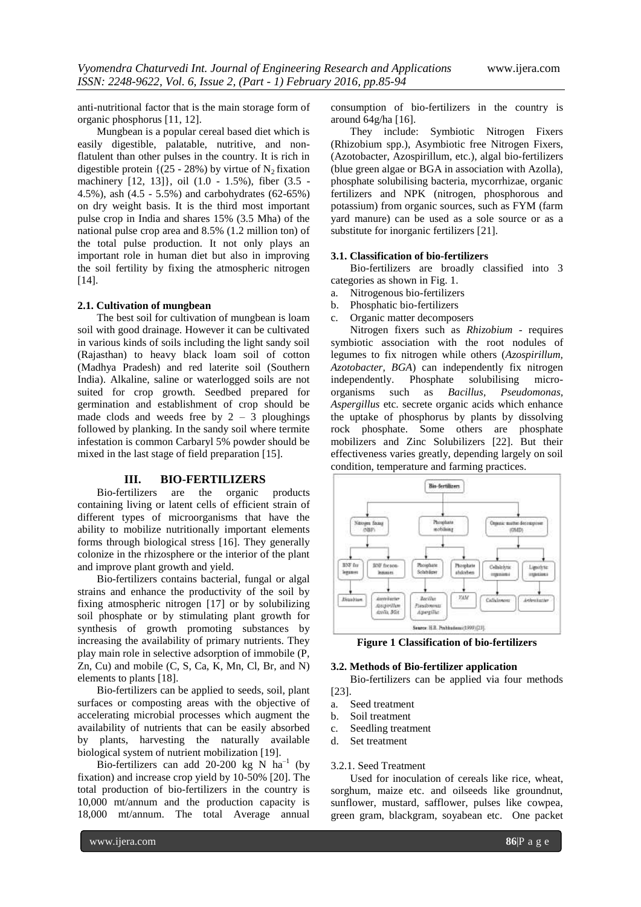anti-nutritional factor that is the main storage form of organic phosphorus [11, 12].

Mungbean is a popular cereal based diet which is easily digestible, palatable, nutritive, and non-flatulent than other pulses in the country. It is rich in digestible protein {(25 - 28%) by virtue of $N_2$ fixation machinery [12, 13]}, oil (1.0 - 1.5%), fiber (3.5 - 4.5%), ash (4.5 - 5.5%) and carbohydrates (62-65%) on dry weight basis. It is the third most important pulse crop in India and shares 15% (3.5 Mha) of the national pulse crop area and 8.5% (1.2 million ton) of the total pulse production. It not only plays an important role in human diet but also in improving the soil fertility by fixing the atmospheric nitrogen [14].

### 2.1. Cultivation of mungbean

The best soil for cultivation of mungbean is loam soil with good drainage. However it can be cultivated in various kinds of soils including the light sandy soil (Rajasthan) to heavy black loam soil of cotton (Madhya Pradesh) and red laterite soil (Southern India). Alkaline, saline or waterlogged soils are not suited for crop growth. Seedbed prepared for germination and establishment of crop should be made clods and weeds free by 2 – 3 ploughings followed by planking. In the sandy soil where termite infestation is common Carbaryl 5% powder should be mixed in the last stage of field preparation [15].

## III. BIO-FERTILIZERS

Bio-fertilizers are the organic products containing living or latent cells of efficient strain of different types of microorganisms that have the ability to mobilize nutritionally important elements forms through biological stress [16]. They generally colonize in the rhizosphere or the interior of the plant and improve plant growth and yield.

Bio-fertilizers contains bacterial, fungal or algal strains and enhance the productivity of the soil by fixing atmospheric nitrogen [17] or by solubilizing soil phosphate or by stimulating plant growth for synthesis of growth promoting substances by increasing the availability of primary nutrients. They play main role in selective adsorption of immobile (P, Zn, Cu) and mobile (C, S, Ca, K, Mn, Cl, Br, and N) elements to plants [18].

Bio-fertilizers can be applied to seeds, soil, plant surfaces or composting areas with the objective of accelerating microbial processes which augment the availability of nutrients that can be easily absorbed by plants, harvesting the naturally available biological system of nutrient mobilization [19].

Bio-fertilizers can add 20-200 kg N $ha^{-1}$ (by fixation) and increase crop yield by 10-50% [20]. The total production of bio-fertilizers in the country is 10,000 mt/annum and the production capacity is 18,000 mt/annum. The total Average annual consumption of bio-fertilizers in the country is around 64g/ha [16].

They include: Symbiotic Nitrogen Fixers (Rhizobium spp.), Asymbiotic free Nitrogen Fixers, (Azotobacter, Azospirillum, etc.), algal bio-fertilizers (blue green algae or BGA in association with Azolla), phosphate solubilising bacteria, mycorrhizae, organic fertilizers and NPK (nitrogen, phosphorous and potassium) from organic sources, such as FYM (farm yard manure) can be used as a sole source or as a substitute for inorganic fertilizers [21].

### 3.1. Classification of bio-fertilizers

Bio-fertilizers are broadly classified into 3 categories as shown in Fig. 1.

a. Nitrogenous bio-fertilizers
b. Phosphatic bio-fertilizers
c. Organic matter decomposers

Nitrogen fixers such as *Rhizobium* - requires symbiotic association with the root nodules of legumes to fix nitrogen while others (*Azospirillum, Azotobacter, BGA*) can independently fix nitrogen independently. Phosphate solubilising micro-organisms such as *Bacillus, Pseudomonas, Aspergillus* etc. secrete organic acids which enhance the uptake of phosphorus by plants by dissolving rock phosphate. Some others are phosphate mobilizers and Zinc Solubilizers [22]. But their effectiveness varies greatly, depending largely on soil condition, temperature and farming practices.

Bio-fertilizers
- Nitrogen fixing (NBF)
  - BNF for legumes: Rhizobium
  - BNF for non-legumes: Azotobacter, Azospirillum, Azolla, BGA
- Phosphate mobilising
  - Phosphate Solubilizer: Bacillus, Pseudomonas, Aspergillus
  - Phosphate absorbers: VAM
- Organic matter decomposer (OMD)
  - Cellulolytic organisms: Cellulomonas
  - Lignolytic organisms: Arthrobacter

Source: H.R. Prabhudesai(1999)[23].

**Figure 1 Classification of bio-fertilizers**

### 3.2. Methods of Bio-fertilizer application

Bio-fertilizers can be applied via four methods [23].

a. Seed treatment
b. Soil treatment
c. Seedling treatment
d. Set treatment

#### 3.2.1. Seed Treatment

Used for inoculation of cereals like rice, wheat, sorghum, maize etc. and oilseeds like groundnut, sunflower, mustard, safflower, pulses like cowpea, green gram, blackgram, soyabean etc. One packet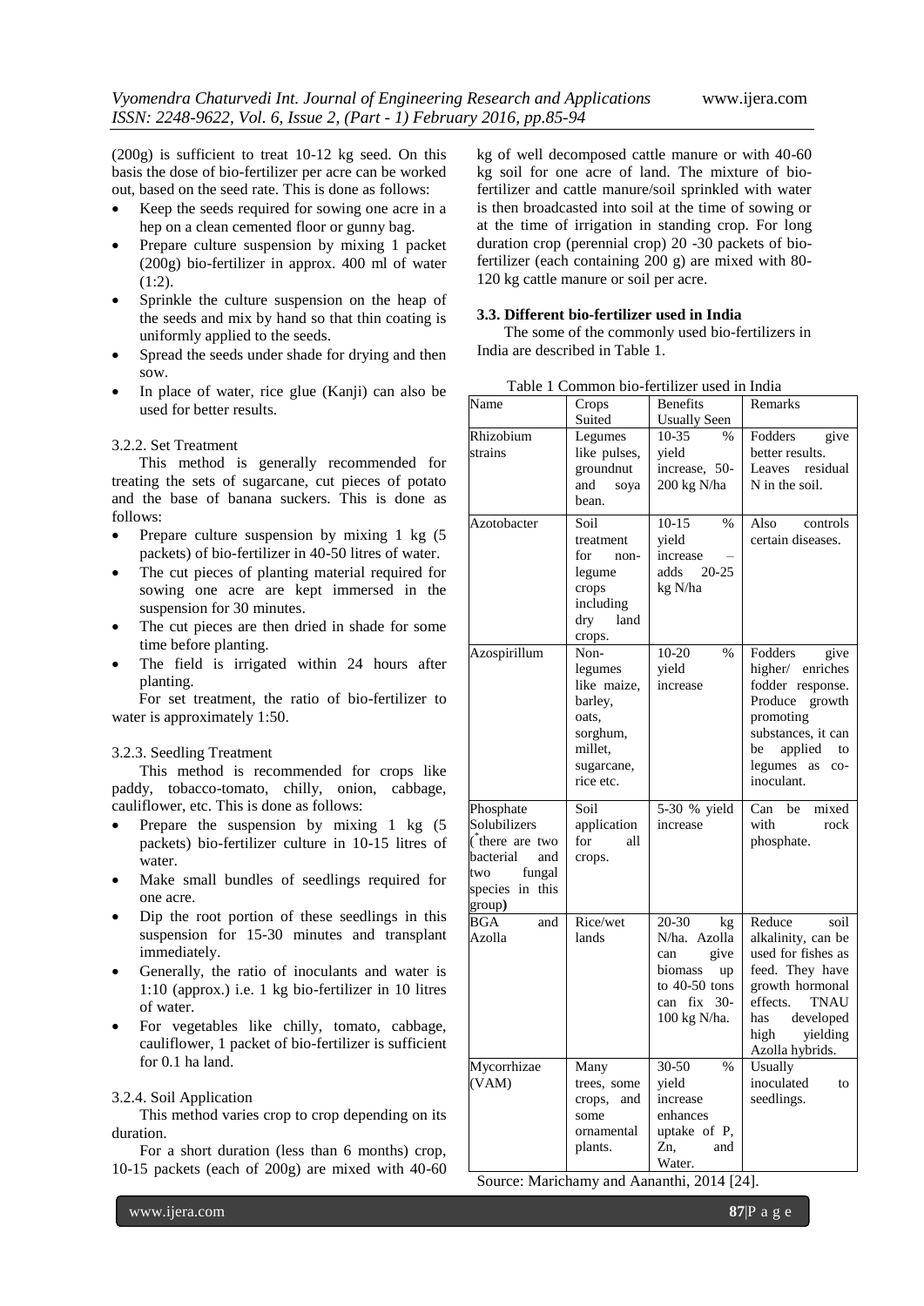(200g) is sufficient to treat 10-12 kg seed. On this basis the dose of bio-fertilizer per acre can be worked out, based on the seed rate. This is done as follows:

- Keep the seeds required for sowing one acre in a hep on a clean cemented floor or gunny bag.
- Prepare culture suspension by mixing 1 packet (200g) bio-fertilizer in approx. 400 ml of water (1:2).
- Sprinkle the culture suspension on the heap of the seeds and mix by hand so that thin coating is uniformly applied to the seeds.
- Spread the seeds under shade for drying and then sow.
- In place of water, rice glue (Kanji) can also be used for better results.

3.2.2. Set Treatment

This method is generally recommended for treating the sets of sugarcane, cut pieces of potato and the base of banana suckers. This is done as follows:

- Prepare culture suspension by mixing 1 kg (5 packets) of bio-fertilizer in 40-50 litres of water.
- The cut pieces of planting material required for sowing one acre are kept immersed in the suspension for 30 minutes.
- The cut pieces are then dried in shade for some time before planting.
- The field is irrigated within 24 hours after planting.

For set treatment, the ratio of bio-fertilizer to water is approximately 1:50.

3.2.3. Seedling Treatment

This method is recommended for crops like paddy, tobacco-tomato, chilly, onion, cabbage, cauliflower, etc. This is done as follows:

- Prepare the suspension by mixing 1 kg (5 packets) bio-fertilizer culture in 10-15 litres of water.
- Make small bundles of seedlings required for one acre.
- Dip the root portion of these seedlings in this suspension for 15-30 minutes and transplant immediately.
- Generally, the ratio of inoculants and water is 1:10 (approx.) i.e. 1 kg bio-fertilizer in 10 litres of water.
- For vegetables like chilly, tomato, cabbage, cauliflower, 1 packet of bio-fertilizer is sufficient for 0.1 ha land.

3.2.4. Soil Application

This method varies crop to crop depending on its duration.

For a short duration (less than 6 months) crop, 10-15 packets (each of 200g) are mixed with 40-60 kg of well decomposed cattle manure or with 40-60 kg soil for one acre of land. The mixture of bio-fertilizer and cattle manure/soil sprinkled with water is then broadcasted into soil at the time of sowing or at the time of irrigation in standing crop. For long duration crop (perennial crop) 20 -30 packets of bio-fertilizer (each containing 200 g) are mixed with 80-120 kg cattle manure or soil per acre.

### 3.3. Different bio-fertilizer used in India

The some of the commonly used bio-fertilizers in India are described in Table 1.

Table 1 Common bio-fertilizer used in India

| Name | Crops Suited | Benefits Usually Seen | Remarks |
|---|---|---|---|
| Rhizobium strains | Legumes like pulses, groundnut and soya bean. | 10-35 % yield increase, 50-200 kg N/ha | Fodders give better results. Leaves residual N in the soil. |
| Azotobacter | Soil treatment for non-legume crops including dry land crops. | 10-15 % yield increase – adds 20-25 kg N/ha | Also controls certain diseases. |
| Azospirillum | Non-legumes like maize, barley, oats, sorghum, millet, sugarcane, rice etc. | 10-20 % yield increase | Fodders give higher/ enriches fodder response. Produce growth promoting substances, it can be applied to legumes as co-inoculant. |
| Phosphate Solubilizers (*there are two bacterial and two fungal species in this group**)** | Soil application for all crops. | 5-30 % yield increase | Can be mixed with rock phosphate. |
| BGA and Azolla | Rice/wet lands | 20-30 kg N/ha. Azolla can give biomass up to 40-50 tons can fix 30-100 kg N/ha. | Reduce soil alkalinity, can be used for fishes as feed. They have growth hormonal effects. TNAU has developed high yielding Azolla hybrids. |
| Mycorrhizae (VAM) | Many trees, some crops, and some ornamental plants. | 30-50 % yield increase enhances uptake of P, Zn, and Water. | Usually inoculated to seedlings. |

Source: Marichamy and Aananthi, 2014 [24].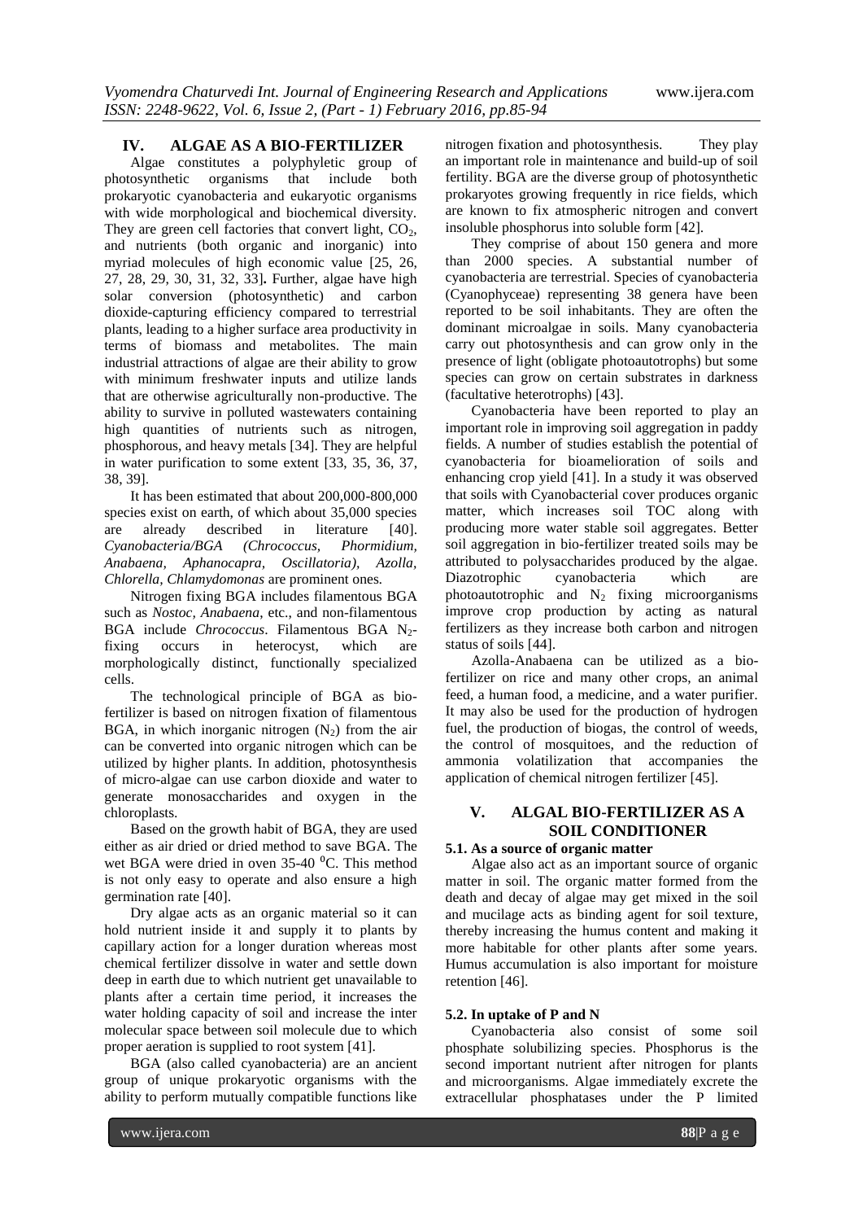## IV. ALGAE AS A BIO-FERTILIZER

Algae constitutes a polyphyletic group of photosynthetic organisms that include both prokaryotic cyanobacteria and eukaryotic organisms with wide morphological and biochemical diversity. They are green cell factories that convert light, $CO_2$, and nutrients (both organic and inorganic) into myriad molecules of high economic value [25, 26, 27, 28, 29, 30, 31, 32, 33]**.** Further, algae have high solar conversion (photosynthetic) and carbon dioxide-capturing efficiency compared to terrestrial plants, leading to a higher surface area productivity in terms of biomass and metabolites. The main industrial attractions of algae are their ability to grow with minimum freshwater inputs and utilize lands that are otherwise agriculturally non-productive. The ability to survive in polluted wastewaters containing high quantities of nutrients such as nitrogen, phosphorous, and heavy metals [34]. They are helpful in water purification to some extent [33, 35, 36, 37, 38, 39].

It has been estimated that about 200,000-800,000 species exist on earth, of which about 35,000 species are already described in literature [40]. *Cyanobacteria/BGA (Chrococcus, Phormidium, Anabaena, Aphanocapra, Oscillatoria), Azolla, Chlorella, Chlamydomonas* are prominent ones.

Nitrogen fixing BGA includes filamentous BGA such as *Nostoc, Anabaena*, etc., and non-filamentous BGA include *Chrococcus*. Filamentous BGA $N_2$-fixing occurs in heterocyst, which are morphologically distinct, functionally specialized cells.

The technological principle of BGA as bio-fertilizer is based on nitrogen fixation of filamentous BGA, in which inorganic nitrogen ($N_2$) from the air can be converted into organic nitrogen which can be utilized by higher plants. In addition, photosynthesis of micro-algae can use carbon dioxide and water to generate monosaccharides and oxygen in the chloroplasts.

Based on the growth habit of BGA, they are used either as air dried or dried method to save BGA. The wet BGA were dried in oven 35-40 $^0$C. This method is not only easy to operate and also ensure a high germination rate [40].

Dry algae acts as an organic material so it can hold nutrient inside it and supply it to plants by capillary action for a longer duration whereas most chemical fertilizer dissolve in water and settle down deep in earth due to which nutrient get unavailable to plants after a certain time period, it increases the water holding capacity of soil and increase the inter molecular space between soil molecule due to which proper aeration is supplied to root system [41].

BGA (also called cyanobacteria) are an ancient group of unique prokaryotic organisms with the ability to perform mutually compatible functions like nitrogen fixation and photosynthesis. They play an important role in maintenance and build-up of soil fertility. BGA are the diverse group of photosynthetic prokaryotes growing frequently in rice fields, which are known to fix atmospheric nitrogen and convert insoluble phosphorus into soluble form [42].

They comprise of about 150 genera and more than 2000 species. A substantial number of cyanobacteria are terrestrial. Species of cyanobacteria (Cyanophyceae) representing 38 genera have been reported to be soil inhabitants. They are often the dominant microalgae in soils. Many cyanobacteria carry out photosynthesis and can grow only in the presence of light (obligate photoautotrophs) but some species can grow on certain substrates in darkness (facultative heterotrophs) [43].

Cyanobacteria have been reported to play an important role in improving soil aggregation in paddy fields. A number of studies establish the potential of cyanobacteria for bioamelioration of soils and enhancing crop yield [41]. In a study it was observed that soils with Cyanobacterial cover produces organic matter, which increases soil TOC along with producing more water stable soil aggregates. Better soil aggregation in bio-fertilizer treated soils may be attributed to polysaccharides produced by the algae. Diazotrophic cyanobacteria which are photoautotrophic and $N_2$ fixing microorganisms improve crop production by acting as natural fertilizers as they increase both carbon and nitrogen status of soils [44].

Azolla-Anabaena can be utilized as a bio-fertilizer on rice and many other crops, an animal feed, a human food, a medicine, and a water purifier. It may also be used for the production of hydrogen fuel, the production of biogas, the control of weeds, the control of mosquitoes, and the reduction of ammonia volatilization that accompanies the application of chemical nitrogen fertilizer [45].

## V. ALGAL BIO-FERTILIZER AS A SOIL CONDITIONER

### 5.1. As a source of organic matter

Algae also act as an important source of organic matter in soil. The organic matter formed from the death and decay of algae may get mixed in the soil and mucilage acts as binding agent for soil texture, thereby increasing the humus content and making it more habitable for other plants after some years. Humus accumulation is also important for moisture retention [46].

### 5.2. In uptake of P and N

Cyanobacteria also consist of some soil phosphate solubilizing species. Phosphorus is the second important nutrient after nitrogen for plants and microorganisms. Algae immediately excrete the extracellular phosphatases under the P limited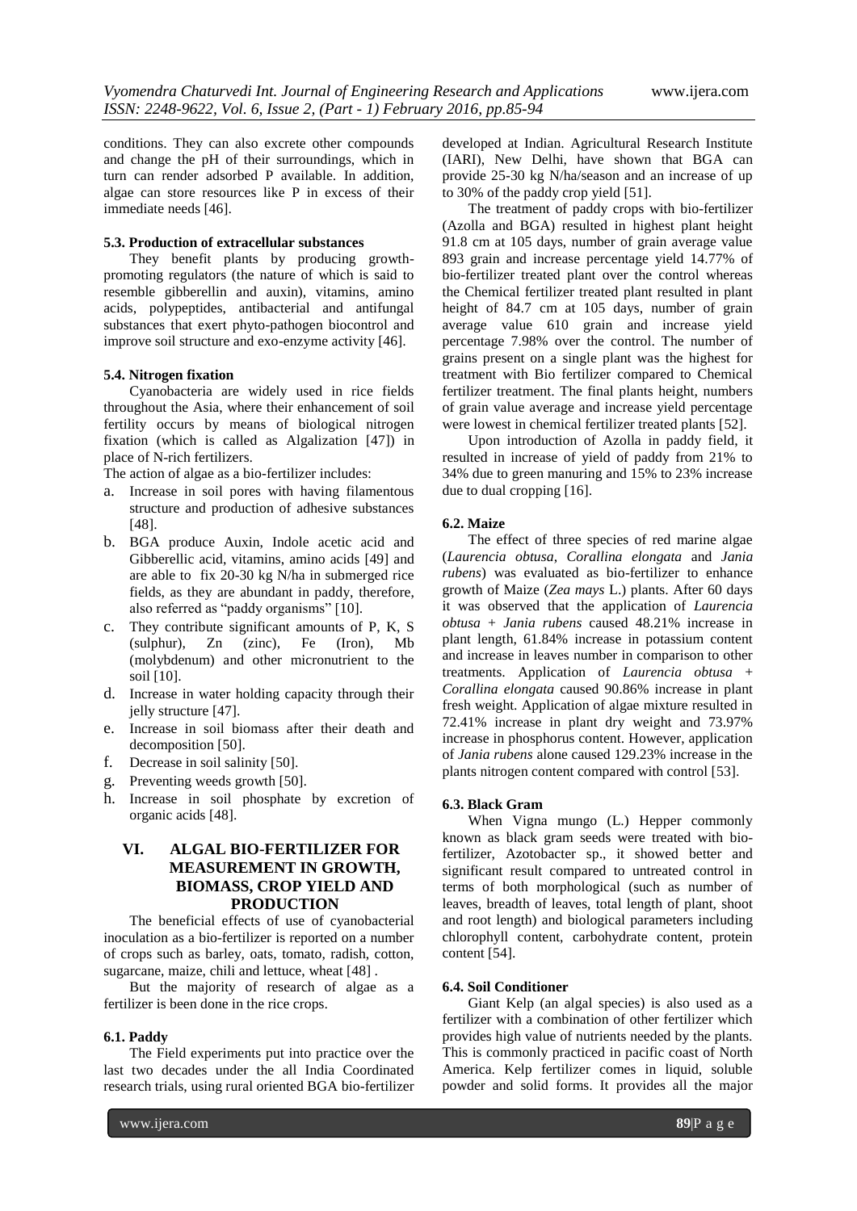conditions. They can also excrete other compounds and change the pH of their surroundings, which in turn can render adsorbed P available. In addition, algae can store resources like P in excess of their immediate needs [46].

### 5.3. Production of extracellular substances

They benefit plants by producing growth-promoting regulators (the nature of which is said to resemble gibberellin and auxin), vitamins, amino acids, polypeptides, antibacterial and antifungal substances that exert phyto-pathogen biocontrol and improve soil structure and exo-enzyme activity [46].

### 5.4. Nitrogen fixation

Cyanobacteria are widely used in rice fields throughout the Asia, where their enhancement of soil fertility occurs by means of biological nitrogen fixation (which is called as Algalization [47]) in place of N-rich fertilizers.

The action of algae as a bio-fertilizer includes:

a. Increase in soil pores with having filamentous structure and production of adhesive substances [48].
b. BGA produce Auxin, Indole acetic acid and Gibberellic acid, vitamins, amino acids [49] and are able to fix 20-30 kg N/ha in submerged rice fields, as they are abundant in paddy, therefore, also referred as "paddy organisms" [10].
c. They contribute significant amounts of P, K, S (sulphur), Zn (zinc), Fe (Iron), Mb (molybdenum) and other micronutrient to the soil [10].
d. Increase in water holding capacity through their jelly structure [47].
e. Increase in soil biomass after their death and decomposition [50].
f. Decrease in soil salinity [50].
g. Preventing weeds growth [50].
h. Increase in soil phosphate by excretion of organic acids [48].

## VI. ALGAL BIO-FERTILIZER FOR MEASUREMENT IN GROWTH, BIOMASS, CROP YIELD AND PRODUCTION

The beneficial effects of use of cyanobacterial inoculation as a bio-fertilizer is reported on a number of crops such as barley, oats, tomato, radish, cotton, sugarcane, maize, chili and lettuce, wheat [48] .

But the majority of research of algae as a fertilizer is been done in the rice crops.

### 6.1. Paddy

The Field experiments put into practice over the last two decades under the all India Coordinated research trials, using rural oriented BGA bio-fertilizer developed at Indian. Agricultural Research Institute (IARI), New Delhi, have shown that BGA can provide 25-30 kg N/ha/season and an increase of up to 30% of the paddy crop yield [51].

The treatment of paddy crops with bio-fertilizer (Azolla and BGA) resulted in highest plant height 91.8 cm at 105 days, number of grain average value 893 grain and increase percentage yield 14.77% of bio-fertilizer treated plant over the control whereas the Chemical fertilizer treated plant resulted in plant height of 84.7 cm at 105 days, number of grain average value 610 grain and increase yield percentage 7.98% over the control. The number of grains present on a single plant was the highest for treatment with Bio fertilizer compared to Chemical fertilizer treatment. The final plants height, numbers of grain value average and increase yield percentage were lowest in chemical fertilizer treated plants [52].

Upon introduction of Azolla in paddy field, it resulted in increase of yield of paddy from 21% to 34% due to green manuring and 15% to 23% increase due to dual cropping [16].

### 6.2. Maize

The effect of three species of red marine algae (*Laurencia obtusa*, *Corallina elongata* and *Jania rubens*) was evaluated as bio-fertilizer to enhance growth of Maize (*Zea mays* L.) plants. After 60 days it was observed that the application of *Laurencia obtusa* + *Jania rubens* caused 48.21% increase in plant length, 61.84% increase in potassium content and increase in leaves number in comparison to other treatments. Application of *Laurencia obtusa* + *Corallina elongata* caused 90.86% increase in plant fresh weight. Application of algae mixture resulted in 72.41% increase in plant dry weight and 73.97% increase in phosphorus content. However, application of *Jania rubens* alone caused 129.23% increase in the plants nitrogen content compared with control [53].

### 6.3. Black Gram

When Vigna mungo (L.) Hepper commonly known as black gram seeds were treated with bio-fertilizer, Azotobacter sp., it showed better and significant result compared to untreated control in terms of both morphological (such as number of leaves, breadth of leaves, total length of plant, shoot and root length) and biological parameters including chlorophyll content, carbohydrate content, protein content [54].

### 6.4. Soil Conditioner

Giant Kelp (an algal species) is also used as a fertilizer with a combination of other fertilizer which provides high value of nutrients needed by the plants. This is commonly practiced in pacific coast of North America. Kelp fertilizer comes in liquid, soluble powder and solid forms. It provides all the major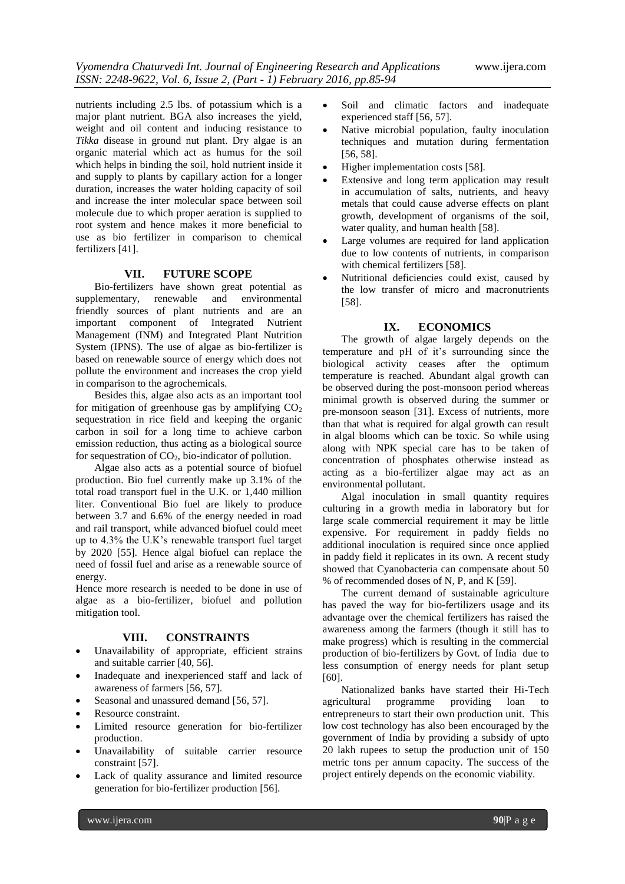nutrients including 2.5 lbs. of potassium which is a major plant nutrient. BGA also increases the yield, weight and oil content and inducing resistance to *Tikka* disease in ground nut plant. Dry algae is an organic material which act as humus for the soil which helps in binding the soil, hold nutrient inside it and supply to plants by capillary action for a longer duration, increases the water holding capacity of soil and increase the inter molecular space between soil molecule due to which proper aeration is supplied to root system and hence makes it more beneficial to use as bio fertilizer in comparison to chemical fertilizers [41].

## VII. FUTURE SCOPE

Bio-fertilizers have shown great potential as supplementary, renewable and environmental friendly sources of plant nutrients and are an important component of Integrated Nutrient Management (INM) and Integrated Plant Nutrition System (IPNS). The use of algae as bio-fertilizer is based on renewable source of energy which does not pollute the environment and increases the crop yield in comparison to the agrochemicals.

Besides this, algae also acts as an important tool for mitigation of greenhouse gas by amplifying $CO_2$ sequestration in rice field and keeping the organic carbon in soil for a long time to achieve carbon emission reduction, thus acting as a biological source for sequestration of $CO_2$, bio-indicator of pollution.

Algae also acts as a potential source of biofuel production. Bio fuel currently make up 3.1% of the total road transport fuel in the U.K. or 1,440 million liter. Conventional Bio fuel are likely to produce between 3.7 and 6.6% of the energy needed in road and rail transport, while advanced biofuel could meet up to 4.3% the U.K's renewable transport fuel target by 2020 [55]. Hence algal biofuel can replace the need of fossil fuel and arise as a renewable source of energy.

Hence more research is needed to be done in use of algae as a bio-fertilizer, biofuel and pollution mitigation tool.

## VIII. CONSTRAINTS

- Unavailability of appropriate, efficient strains and suitable carrier [40, 56].
- Inadequate and inexperienced staff and lack of awareness of farmers [56, 57].
- Seasonal and unassured demand [56, 57].
- Resource constraint.
- Limited resource generation for bio-fertilizer production.
- Unavailability of suitable carrier resource constraint [57].
- Lack of quality assurance and limited resource generation for bio-fertilizer production [56].
- Soil and climatic factors and inadequate experienced staff [56, 57].
- Native microbial population, faulty inoculation techniques and mutation during fermentation [56, 58].
- Higher implementation costs [58].
- Extensive and long term application may result in accumulation of salts, nutrients, and heavy metals that could cause adverse effects on plant growth, development of organisms of the soil, water quality, and human health [58].
- Large volumes are required for land application due to low contents of nutrients, in comparison with chemical fertilizers [58].
- Nutritional deficiencies could exist, caused by the low transfer of micro and macronutrients [58].

## IX. ECONOMICS

The growth of algae largely depends on the temperature and pH of it's surrounding since the biological activity ceases after the optimum temperature is reached. Abundant algal growth can be observed during the post-monsoon period whereas minimal growth is observed during the summer or pre-monsoon season [31]. Excess of nutrients, more than that what is required for algal growth can result in algal blooms which can be toxic. So while using along with NPK special care has to be taken of concentration of phosphates otherwise instead as acting as a bio-fertilizer algae may act as an environmental pollutant.

Algal inoculation in small quantity requires culturing in a growth media in laboratory but for large scale commercial requirement it may be little expensive. For requirement in paddy fields no additional inoculation is required since once applied in paddy field it replicates in its own. A recent study showed that Cyanobacteria can compensate about 50 % of recommended doses of N, P, and K [59].

The current demand of sustainable agriculture has paved the way for bio-fertilizers usage and its advantage over the chemical fertilizers has raised the awareness among the farmers (though it still has to make progress) which is resulting in the commercial production of bio-fertilizers by Govt. of India due to less consumption of energy needs for plant setup [60].

Nationalized banks have started their Hi-Tech agricultural programme providing loan to entrepreneurs to start their own production unit. This low cost technology has also been encouraged by the government of India by providing a subsidy of upto 20 lakh rupees to setup the production unit of 150 metric tons per annum capacity. The success of the project entirely depends on the economic viability.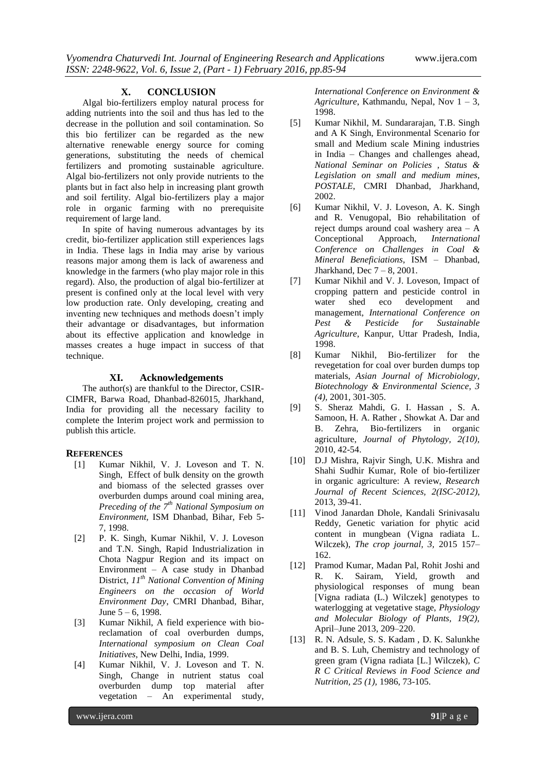## X. CONCLUSION

Algal bio-fertilizers employ natural process for adding nutrients into the soil and thus has led to the decrease in the pollution and soil contamination. So this bio fertilizer can be regarded as the new alternative renewable energy source for coming generations, substituting the needs of chemical fertilizers and promoting sustainable agriculture. Algal bio-fertilizers not only provide nutrients to the plants but in fact also help in increasing plant growth and soil fertility. Algal bio-fertilizers play a major role in organic farming with no prerequisite requirement of large land.

In spite of having numerous advantages by its credit, bio-fertilizer application still experiences lags in India. These lags in India may arise by various reasons major among them is lack of awareness and knowledge in the farmers (who play major role in this regard). Also, the production of algal bio-fertilizer at present is confined only at the local level with very low production rate. Only developing, creating and inventing new techniques and methods doesn't imply their advantage or disadvantages, but information about its effective application and knowledge in masses creates a huge impact in success of that technique.

## XI. Acknowledgements

The author(s) are thankful to the Director, CSIR-CIMFR, Barwa Road, Dhanbad-826015, Jharkhand, India for providing all the necessary facility to complete the Interim project work and permission to publish this article.

## REFERENCES

[1] Kumar Nikhil, V. J. Loveson and T. N. Singh, Effect of bulk density on the growth and biomass of the selected grasses over overburden dumps around coal mining area, *Preceding of the 7th National Symposium on Environment*, ISM Dhanbad, Bihar, Feb 5-7, 1998.

[2] P. K. Singh, Kumar Nikhil, V. J. Loveson and T.N. Singh, Rapid Industrialization in Chota Nagpur Region and its impact on Environment – A case study in Dhanbad District, *11th National Convention of Mining Engineers on the occasion of World Environment Day*, CMRI Dhanbad, Bihar, June 5 – 6, 1998.

[3] Kumar Nikhil, A field experience with bio-reclamation of coal overburden dumps, *International symposium on Clean Coal Initiatives*, New Delhi, India, 1999.

[4] Kumar Nikhil, V. J. Loveson and T. N. Singh, Change in nutrient status coal overburden dump top material after vegetation – An experimental study, *International Conference on Environment & Agriculture*, Kathmandu, Nepal, Nov 1 – 3, 1998.

[5] Kumar Nikhil, M. Sundararajan, T.B. Singh and A K Singh, Environmental Scenario for small and Medium scale Mining industries in India – Changes and challenges ahead, *National Seminar on Policies , Status & Legislation on small and medium mines, POSTALE*, CMRI Dhanbad, Jharkhand, 2002.

[6] Kumar Nikhil, V. J. Loveson, A. K. Singh and R. Venugopal, Bio rehabilitation of reject dumps around coal washery area – A Conceptional Approach, *International Conference on Challenges in Coal & Mineral Beneficiations*, ISM – Dhanbad, Jharkhand, Dec 7 – 8, 2001.

[7] Kumar Nikhil and V. J. Loveson, Impact of cropping pattern and pesticide control in water shed eco development and management, *International Conference on Pest & Pesticide for Sustainable Agriculture*, Kanpur, Uttar Pradesh, India, 1998.

[8] Kumar Nikhil, Bio-fertilizer for the revegetation for coal over burden dumps top materials, *Asian Journal of Microbiology, Biotechnology & Environmental Science, 3 (4)*, 2001, 301-305.

[9] S. Sheraz Mahdi, G. I. Hassan , S. A. Samoon, H. A. Rather , Showkat A. Dar and B. Zehra, Bio-fertilizers in organic agriculture, *Journal of Phytology, 2(10)*, 2010, 42-54.

[10] D.J Mishra, Rajvir Singh, U.K. Mishra and Shahi Sudhir Kumar, Role of bio-fertilizer in organic agriculture: A review, *Research Journal of Recent Sciences, 2(ISC-2012)*, 2013, 39-41.

[11] Vinod Janardan Dhole, Kandali Srinivasalu Reddy, Genetic variation for phytic acid content in mungbean (Vigna radiata L. Wilczek), *The crop journal, 3*, 2015 157–162.

[12] Pramod Kumar, Madan Pal, Rohit Joshi and R. K. Sairam, Yield, growth and physiological responses of mung bean [Vigna radiata (L.) Wilczek] genotypes to waterlogging at vegetative stage, *Physiology and Molecular Biology of Plants, 19(2)*, April–June 2013, 209–220.

[13] R. N. Adsule, S. S. Kadam , D. K. Salunkhe and B. S. Luh, Chemistry and technology of green gram (Vigna radiata [L.] Wilczek), *C R C Critical Reviews in Food Science and Nutrition, 25 (1)*, 1986, 73-105.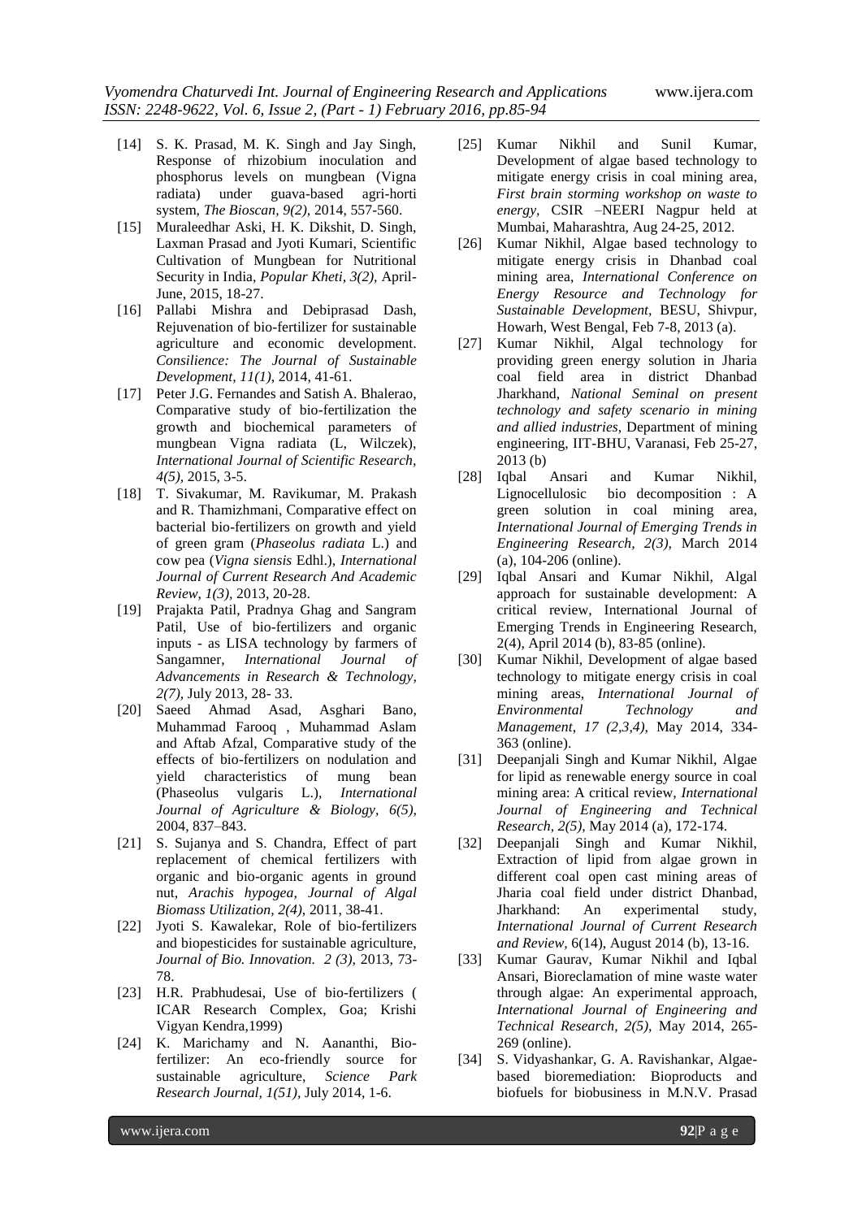[14] S. K. Prasad, M. K. Singh and Jay Singh, Response of rhizobium inoculation and phosphorus levels on mungbean (Vigna radiata) under guava-based agri-horti system, *The Bioscan, 9(2)*, 2014, 557-560.

[15] Muraleedhar Aski, H. K. Dikshit, D. Singh, Laxman Prasad and Jyoti Kumari, Scientific Cultivation of Mungbean for Nutritional Security in India, *Popular Kheti, 3(2)*, April-June, 2015, 18-27.

[16] Pallabi Mishra and Debiprasad Dash, Rejuvenation of bio-fertilizer for sustainable agriculture and economic development. *Consilience: The Journal of Sustainable Development, 11(1)*, 2014, 41-61.

[17] Peter J.G. Fernandes and Satish A. Bhalerao, Comparative study of bio-fertilization the growth and biochemical parameters of mungbean Vigna radiata (L, Wilczek), *International Journal of Scientific Research, 4(5)*, 2015, 3-5.

[18] T. Sivakumar, M. Ravikumar, M. Prakash and R. Thamizhmani, Comparative effect on bacterial bio-fertilizers on growth and yield of green gram (*Phaseolus radiata* L.) and cow pea (*Vigna siensis* Edhl.), *International Journal of Current Research And Academic Review, 1(3)*, 2013, 20-28.

[19] Prajakta Patil, Pradnya Ghag and Sangram Patil, Use of bio-fertilizers and organic inputs - as LISA technology by farmers of Sangamner, *International Journal of Advancements in Research & Technology, 2(7)*, July 2013, 28- 33.

[20] Saeed Ahmad Asad, Asghari Bano, Muhammad Farooq , Muhammad Aslam and Aftab Afzal, Comparative study of the effects of bio-fertilizers on nodulation and yield characteristics of mung bean (Phaseolus vulgaris L.), *International Journal of Agriculture & Biology, 6(5)*, 2004, 837–843.

[21] S. Sujanya and S. Chandra, Effect of part replacement of chemical fertilizers with organic and bio-organic agents in ground nut, *Arachis hypogea, Journal of Algal Biomass Utilization, 2(4)*, 2011, 38-41.

[22] Jyoti S. Kawalekar, Role of bio-fertilizers and biopesticides for sustainable agriculture, *Journal of Bio. Innovation. 2 (3)*, 2013, 73-78.

[23] H.R. Prabhudesai, Use of bio-fertilizers ( ICAR Research Complex, Goa; Krishi Vigyan Kendra,1999)

[24] K. Marichamy and N. Aananthi, Bio-fertilizer: An eco-friendly source for sustainable agriculture, *Science Park Research Journal, 1(51)*, July 2014, 1-6.

[25] Kumar Nikhil and Sunil Kumar, Development of algae based technology to mitigate energy crisis in coal mining area, *First brain storming workshop on waste to energy*, CSIR –NEERI Nagpur held at Mumbai, Maharashtra, Aug 24-25, 2012.

[26] Kumar Nikhil, Algae based technology to mitigate energy crisis in Dhanbad coal mining area, *International Conference on Energy Resource and Technology for Sustainable Development*, BESU, Shivpur, Howarh, West Bengal, Feb 7-8, 2013 (a).

[27] Kumar Nikhil, Algal technology for providing green energy solution in Jharia coal field area in district Dhanbad Jharkhand, *National Seminal on present technology and safety scenario in mining and allied industries*, Department of mining engineering, IIT-BHU, Varanasi, Feb 25-27, 2013 (b)

[28] Iqbal Ansari and Kumar Nikhil, Lignocellulosic bio decomposition : A green solution in coal mining area, *International Journal of Emerging Trends in Engineering Research, 2(3)*, March 2014 (a), 104-206 (online).

[29] Iqbal Ansari and Kumar Nikhil, Algal approach for sustainable development: A critical review, International Journal of Emerging Trends in Engineering Research, 2(4), April 2014 (b), 83-85 (online).

[30] Kumar Nikhil, Development of algae based technology to mitigate energy crisis in coal mining areas, *International Journal of Environmental Technology and Management, 17 (2,3,4)*, May 2014, 334-363 (online).

[31] Deepanjali Singh and Kumar Nikhil, Algae for lipid as renewable energy source in coal mining area: A critical review, *International Journal of Engineering and Technical Research, 2(5)*, May 2014 (a), 172-174.

[32] Deepanjali Singh and Kumar Nikhil, Extraction of lipid from algae grown in different coal open cast mining areas of Jharia coal field under district Dhanbad, Jharkhand: An experimental study, *International Journal of Current Research and Review*, 6(14), August 2014 (b), 13-16.

[33] Kumar Gaurav, Kumar Nikhil and Iqbal Ansari, Bioreclamation of mine waste water through algae: An experimental approach, *International Journal of Engineering and Technical Research, 2(5)*, May 2014, 265-269 (online).

[34] S. Vidyashankar, G. A. Ravishankar, Algae-based bioremediation: Bioproducts and biofuels for biobusiness in M.N.V. Prasad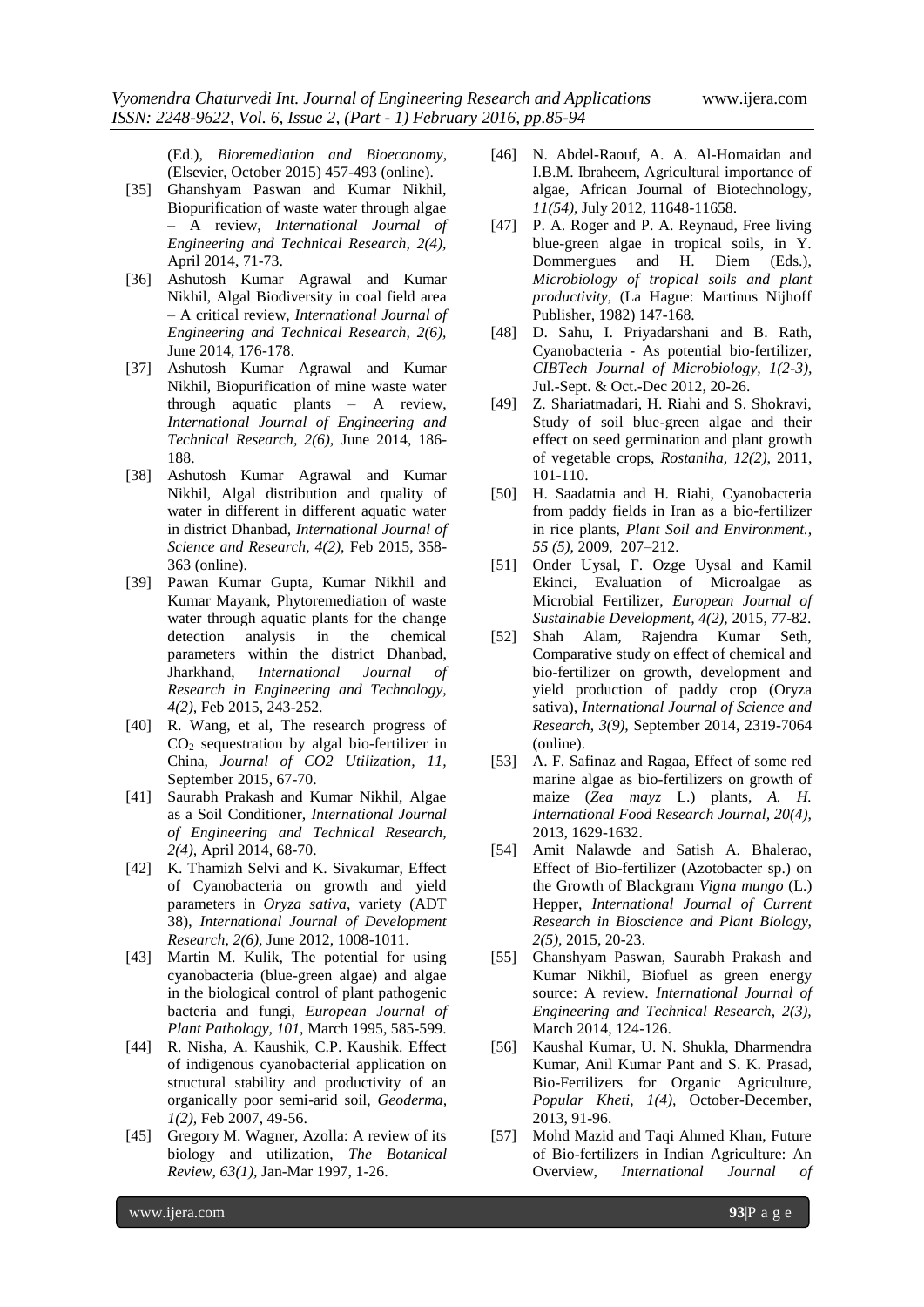(Ed.), *Bioremediation and Bioeconomy,* (Elsevier, October 2015) 457-493 (online).

[35] Ghanshyam Paswan and Kumar Nikhil, Biopurification of waste water through algae – A review, *International Journal of Engineering and Technical Research, 2(4),* April 2014, 71-73.

[36] Ashutosh Kumar Agrawal and Kumar Nikhil, Algal Biodiversity in coal field area – A critical review, *International Journal of Engineering and Technical Research, 2(6),* June 2014, 176-178.

[37] Ashutosh Kumar Agrawal and Kumar Nikhil, Biopurification of mine waste water through aquatic plants – A review, *International Journal of Engineering and Technical Research, 2(6),* June 2014, 186-188.

[38] Ashutosh Kumar Agrawal and Kumar Nikhil, Algal distribution and quality of water in different in different aquatic water in district Dhanbad, *International Journal of Science and Research, 4(2),* Feb 2015, 358-363 (online).

[39] Pawan Kumar Gupta, Kumar Nikhil and Kumar Mayank, Phytoremediation of waste water through aquatic plants for the change detection analysis in the chemical parameters within the district Dhanbad, Jharkhand, *International Journal of Research in Engineering and Technology, 4(2),* Feb 2015, 243-252.

[40] R. Wang, et al, The research progress of $CO_2$ sequestration by algal bio-fertilizer in China, *Journal of CO2 Utilization, 11,* September 2015, 67-70.

[41] Saurabh Prakash and Kumar Nikhil, Algae as a Soil Conditioner, *International Journal of Engineering and Technical Research, 2(4),* April 2014, 68-70.

[42] K. Thamizh Selvi and K. Sivakumar, Effect of Cyanobacteria on growth and yield parameters in *Oryza sativa*, variety (ADT 38), *International Journal of Development Research, 2(6),* June 2012, 1008-1011.

[43] Martin M. Kulik, The potential for using cyanobacteria (blue-green algae) and algae in the biological control of plant pathogenic bacteria and fungi, *European Journal of Plant Pathology, 101,* March 1995, 585-599.

[44] R. Nisha, A. Kaushik, C.P. Kaushik. Effect of indigenous cyanobacterial application on structural stability and productivity of an organically poor semi-arid soil, *Geoderma, 1(2),* Feb 2007, 49-56.

[45] Gregory M. Wagner, Azolla: A review of its biology and utilization, *The Botanical Review, 63(1),* Jan-Mar 1997, 1-26.

[46] N. Abdel-Raouf, A. A. Al-Homaidan and I.B.M. Ibraheem, Agricultural importance of algae, African Journal of Biotechnology, *11(54),* July 2012, 11648-11658.

[47] P. A. Roger and P. A. Reynaud, Free living blue-green algae in tropical soils, in Y. Dommergues and H. Diem (Eds.), *Microbiology of tropical soils and plant productivity,* (La Hague: Martinus Nijhoff Publisher, 1982) 147-168.

[48] D. Sahu, I. Priyadarshani and B. Rath, Cyanobacteria - As potential bio-fertilizer, *CIBTech Journal of Microbiology, 1(2-3),* Jul.-Sept. & Oct.-Dec 2012, 20-26.

[49] Z. Shariatmadari, H. Riahi and S. Shokravi, Study of soil blue-green algae and their effect on seed germination and plant growth of vegetable crops, *Rostaniha, 12(2),* 2011, 101-110.

[50] H. Saadatnia and H. Riahi, Cyanobacteria from paddy fields in Iran as a bio-fertilizer in rice plants, *Plant Soil and Environment., 55 (5),* 2009, 207–212.

[51] Onder Uysal, F. Ozge Uysal and Kamil Ekinci, Evaluation of Microalgae as Microbial Fertilizer, *European Journal of Sustainable Development, 4(2),* 2015, 77-82.

[52] Shah Alam, Rajendra Kumar Seth, Comparative study on effect of chemical and bio-fertilizer on growth, development and yield production of paddy crop (Oryza sativa), *International Journal of Science and Research, 3(9),* September 2014, 2319-7064 (online).

[53] A. F. Safinaz and Ragaa, Effect of some red marine algae as bio-fertilizers on growth of maize (*Zea mayz* L.) plants, *A. H. International Food Research Journal, 20(4),* 2013, 1629-1632.

[54] Amit Nalawde and Satish A. Bhalerao, Effect of Bio-fertilizer (Azotobacter sp.) on the Growth of Blackgram *Vigna mungo* (L.) Hepper, *International Journal of Current Research in Bioscience and Plant Biology, 2(5),* 2015, 20-23.

[55] Ghanshyam Paswan, Saurabh Prakash and Kumar Nikhil, Biofuel as green energy source: A review. *International Journal of Engineering and Technical Research, 2(3),* March 2014, 124-126.

[56] Kaushal Kumar, U. N. Shukla, Dharmendra Kumar, Anil Kumar Pant and S. K. Prasad, Bio-Fertilizers for Organic Agriculture, *Popular Kheti, 1(4),* October-December, 2013, 91-96.

[57] Mohd Mazid and Taqi Ahmed Khan, Future of Bio-fertilizers in Indian Agriculture: An Overview, *International Journal of*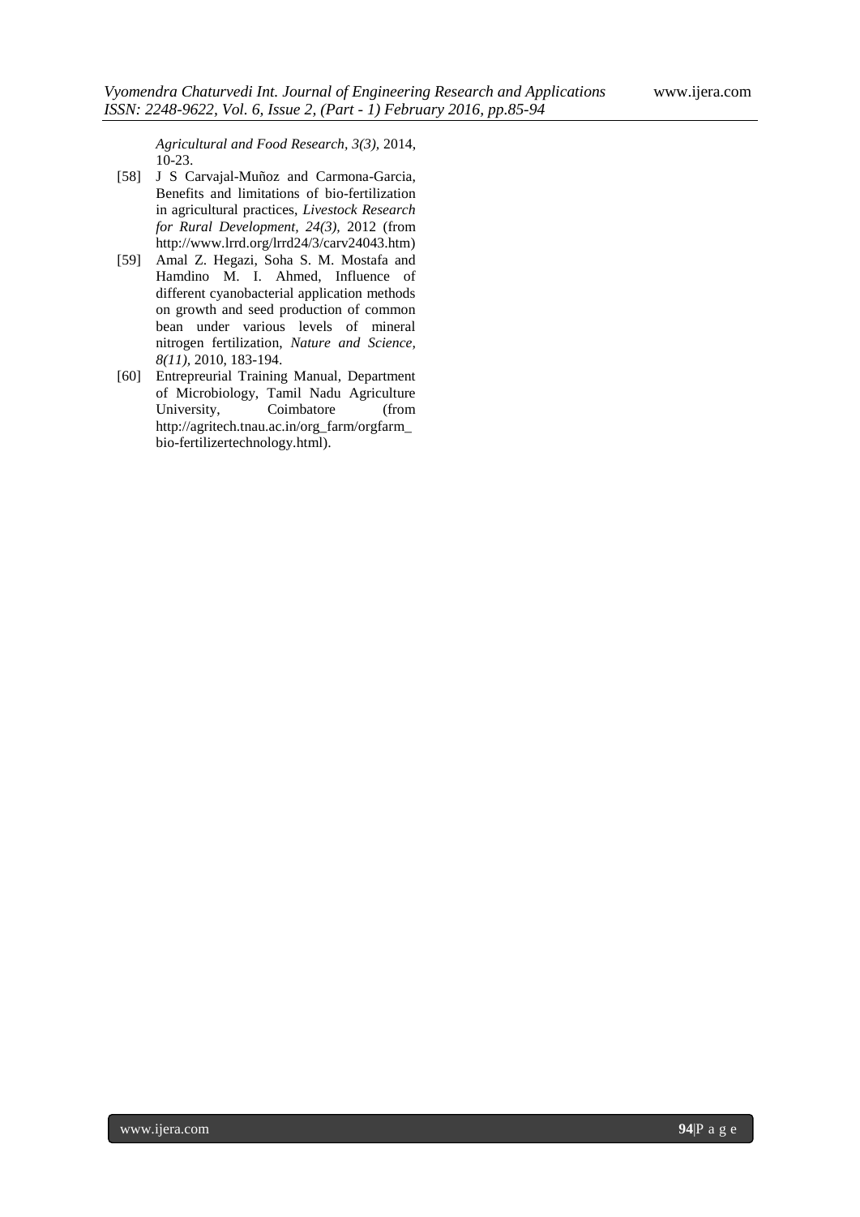*Agricultural and Food Research, 3(3),* 2014, 10-23.

[58] J S Carvajal-Muñoz and Carmona-Garcia, Benefits and limitations of bio-fertilization in agricultural practices, *Livestock Research for Rural Development, 24(3),* 2012 (from http://www.lrrd.org/lrrd24/3/carv24043.htm)

[59] Amal Z. Hegazi, Soha S. M. Mostafa and Hamdino M. I. Ahmed, Influence of different cyanobacterial application methods on growth and seed production of common bean under various levels of mineral nitrogen fertilization, *Nature and Science, 8(11),* 2010, 183-194.

[60] Entrepreurial Training Manual, Department of Microbiology, Tamil Nadu Agriculture University, Coimbatore (from http://agritech.tnau.ac.in/org_farm/orgfarm_bio-fertilizertechnology.html).